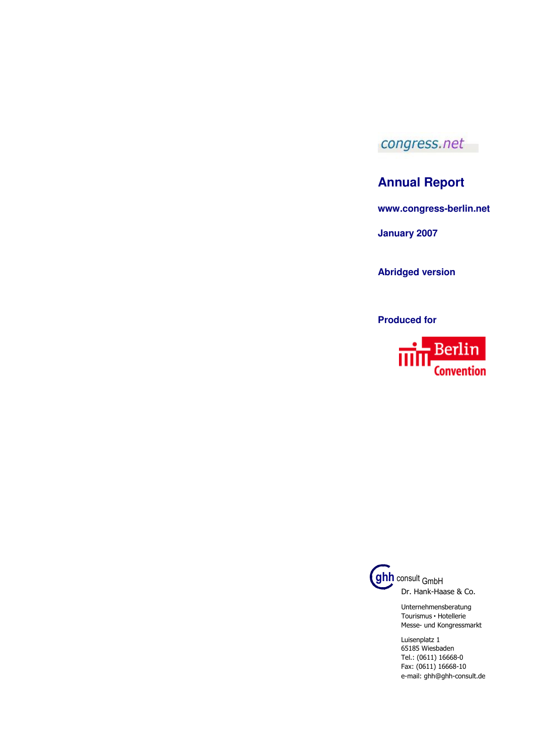congress.net

# Annual Report

**www.congress-berlin.net**

**January 2007**

**Abridged version**

**Produced for**

Berlin Convention

ghh consult GmbH
Dr. Hank-Haase & Co.

Unternehmensberatung
Tourismus • Hotellerie
Messe- und Kongressmarkt

Luisenplatz 1
65185 Wiesbaden
Tel.: (0611) 16668-0
Fax: (0611) 16668-10
e-mail: ghh@ghh-consult.de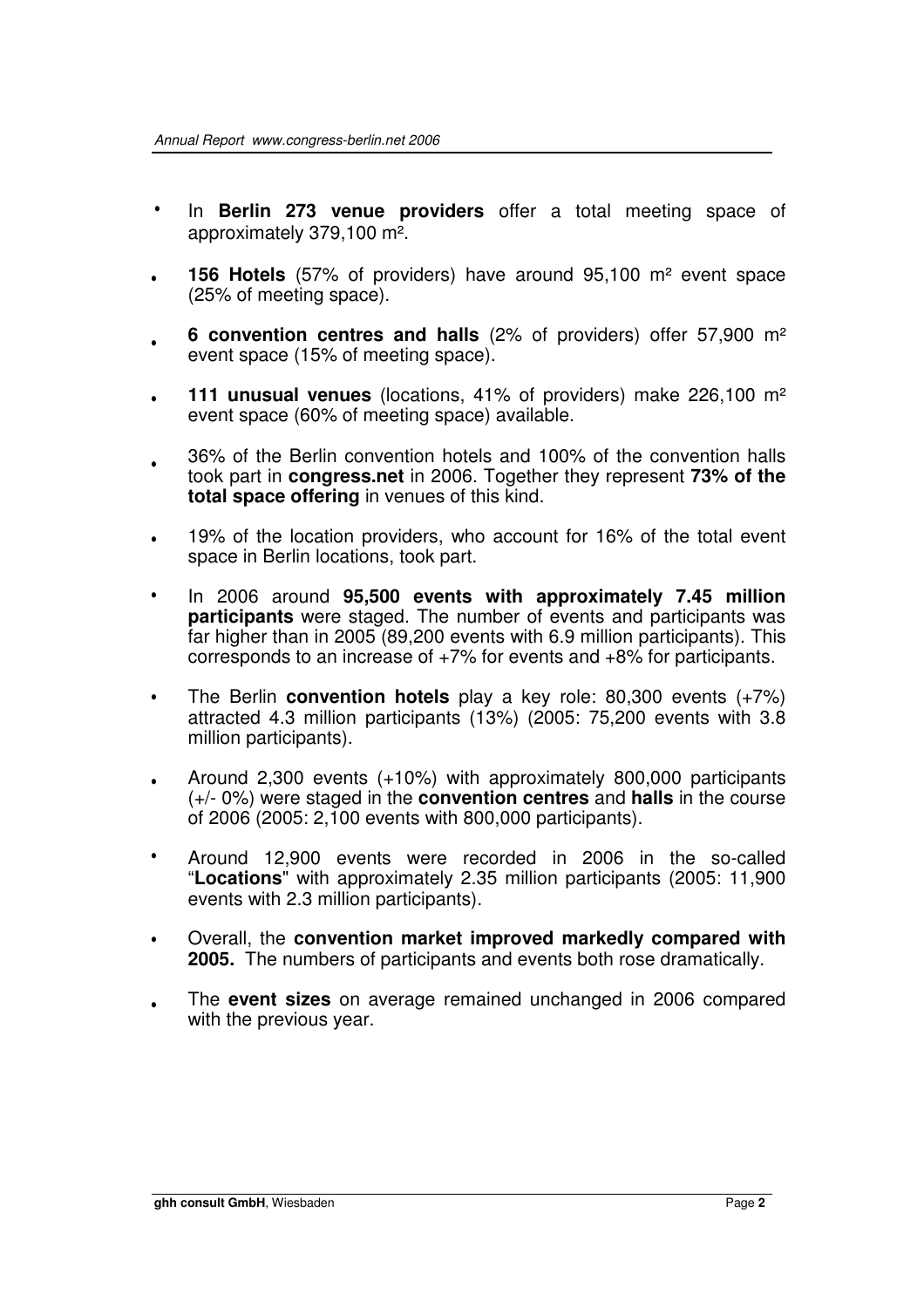- In **Berlin 273 venue providers** offer a total meeting space of approximately 379,100 m².
- **156 Hotels** (57% of providers) have around 95,100 m² event space (25% of meeting space).
- **6 convention centres and halls** (2% of providers) offer 57,900 m² event space (15% of meeting space).
- **111 unusual venues** (locations, 41% of providers) make 226,100 m² event space (60% of meeting space) available.
- 36% of the Berlin convention hotels and 100% of the convention halls took part in **congress.net** in 2006. Together they represent **73% of the total space offering** in venues of this kind.
- 19% of the location providers, who account for 16% of the total event space in Berlin locations, took part.
- In 2006 around **95,500 events with approximately 7.45 million participants** were staged. The number of events and participants was far higher than in 2005 (89,200 events with 6.9 million participants). This corresponds to an increase of +7% for events and +8% for participants.
- The Berlin **convention hotels** play a key role: 80,300 events (+7%) attracted 4.3 million participants (13%) (2005: 75,200 events with 3.8 million participants).
- Around 2,300 events (+10%) with approximately 800,000 participants (+/- 0%) were staged in the **convention centres** and **halls** in the course of 2006 (2005: 2,100 events with 800,000 participants).
- Around 12,900 events were recorded in 2006 in the so-called "**Locations**" with approximately 2.35 million participants (2005: 11,900 events with 2.3 million participants).
- Overall, the **convention market improved markedly compared with 2005.** The numbers of participants and events both rose dramatically.
- The **event sizes** on average remained unchanged in 2006 compared with the previous year.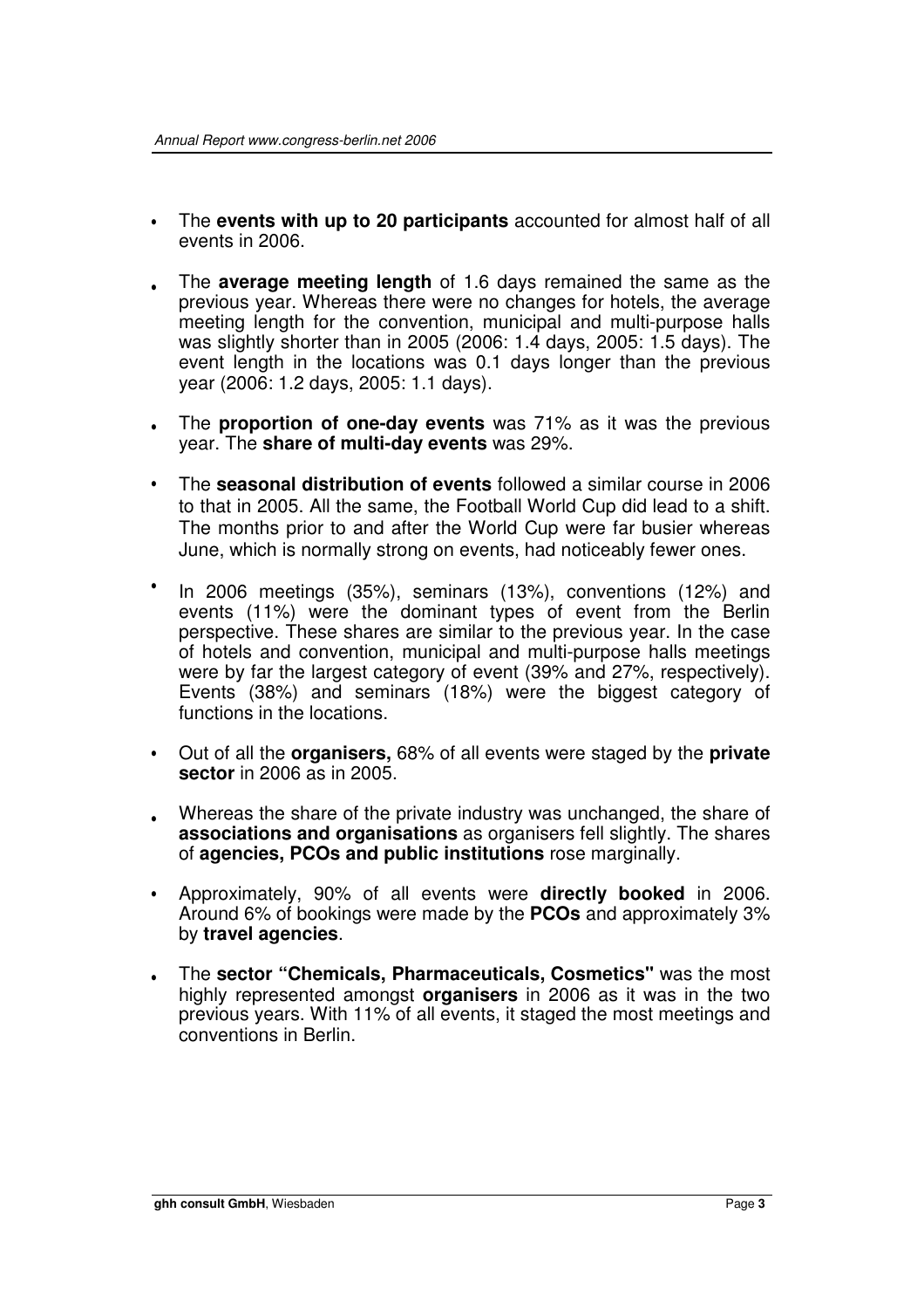- The **events with up to 20 participants** accounted for almost half of all events in 2006.
- The **average meeting length** of 1.6 days remained the same as the previous year. Whereas there were no changes for hotels, the average meeting length for the convention, municipal and multi-purpose halls was slightly shorter than in 2005 (2006: 1.4 days, 2005: 1.5 days). The event length in the locations was 0.1 days longer than the previous year (2006: 1.2 days, 2005: 1.1 days).
- The **proportion of one-day events** was 71% as it was the previous year. The **share of multi-day events** was 29%.
- The **seasonal distribution of events** followed a similar course in 2006 to that in 2005. All the same, the Football World Cup did lead to a shift. The months prior to and after the World Cup were far busier whereas June, which is normally strong on events, had noticeably fewer ones.
- In 2006 meetings (35%), seminars (13%), conventions (12%) and events (11%) were the dominant types of event from the Berlin perspective. These shares are similar to the previous year. In the case of hotels and convention, municipal and multi-purpose halls meetings were by far the largest category of event (39% and 27%, respectively). Events (38%) and seminars (18%) were the biggest category of functions in the locations.
- Out of all the **organisers,** 68% of all events were staged by the **private sector** in 2006 as in 2005.
- Whereas the share of the private industry was unchanged, the share of **associations and organisations** as organisers fell slightly. The shares of **agencies, PCOs and public institutions** rose marginally.
- Approximately, 90% of all events were **directly booked** in 2006. Around 6% of bookings were made by the **PCOs** and approximately 3% by **travel agencies**.
- The **sector "Chemicals, Pharmaceuticals, Cosmetics"** was the most highly represented amongst **organisers** in 2006 as it was in the two previous years. With 11% of all events, it staged the most meetings and conventions in Berlin.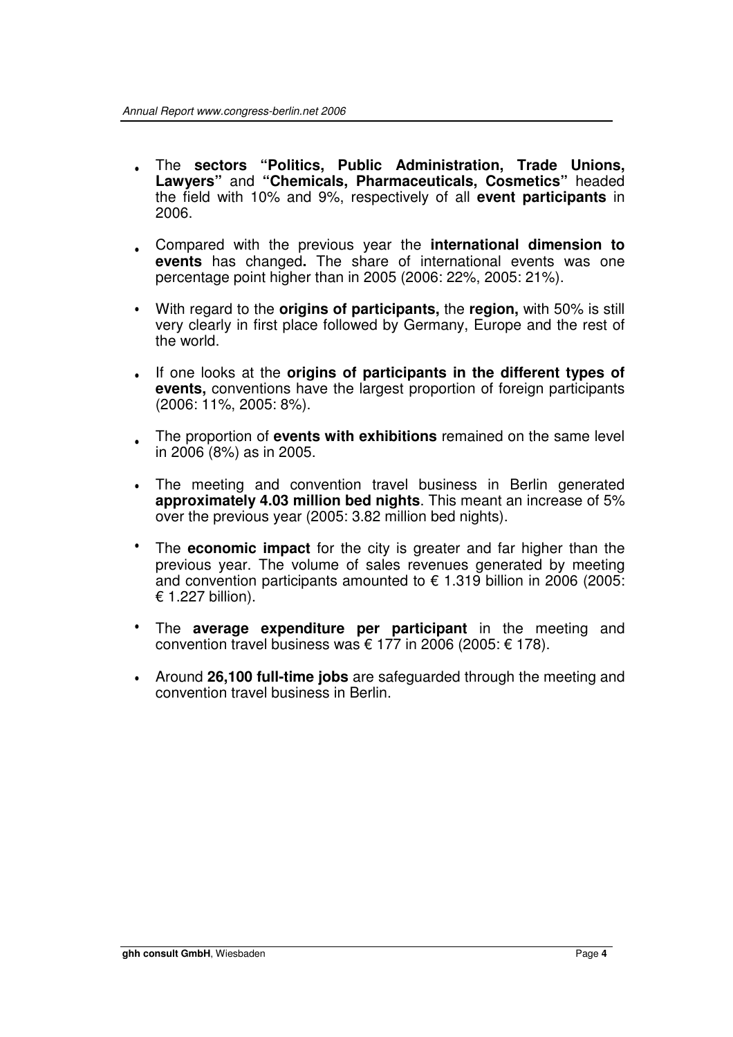- The **sectors "Politics, Public Administration, Trade Unions, Lawyers"** and **"Chemicals, Pharmaceuticals, Cosmetics"** headed the field with 10% and 9%, respectively of all **event participants** in 2006.
- Compared with the previous year the **international dimension to events** has changed**.** The share of international events was one percentage point higher than in 2005 (2006: 22%, 2005: 21%).
- With regard to the **origins of participants,** the **region,** with 50% is still very clearly in first place followed by Germany, Europe and the rest of the world.
- If one looks at the **origins of participants in the different types of events,** conventions have the largest proportion of foreign participants (2006: 11%, 2005: 8%).
- The proportion of **events with exhibitions** remained on the same level in 2006 (8%) as in 2005.
- The meeting and convention travel business in Berlin generated **approximately 4.03 million bed nights**. This meant an increase of 5% over the previous year (2005: 3.82 million bed nights).
- The **economic impact** for the city is greater and far higher than the previous year. The volume of sales revenues generated by meeting and convention participants amounted to € 1.319 billion in 2006 (2005: € 1.227 billion).
- The **average expenditure per participant** in the meeting and convention travel business was € 177 in 2006 (2005: € 178).
- Around **26,100 full-time jobs** are safeguarded through the meeting and convention travel business in Berlin.